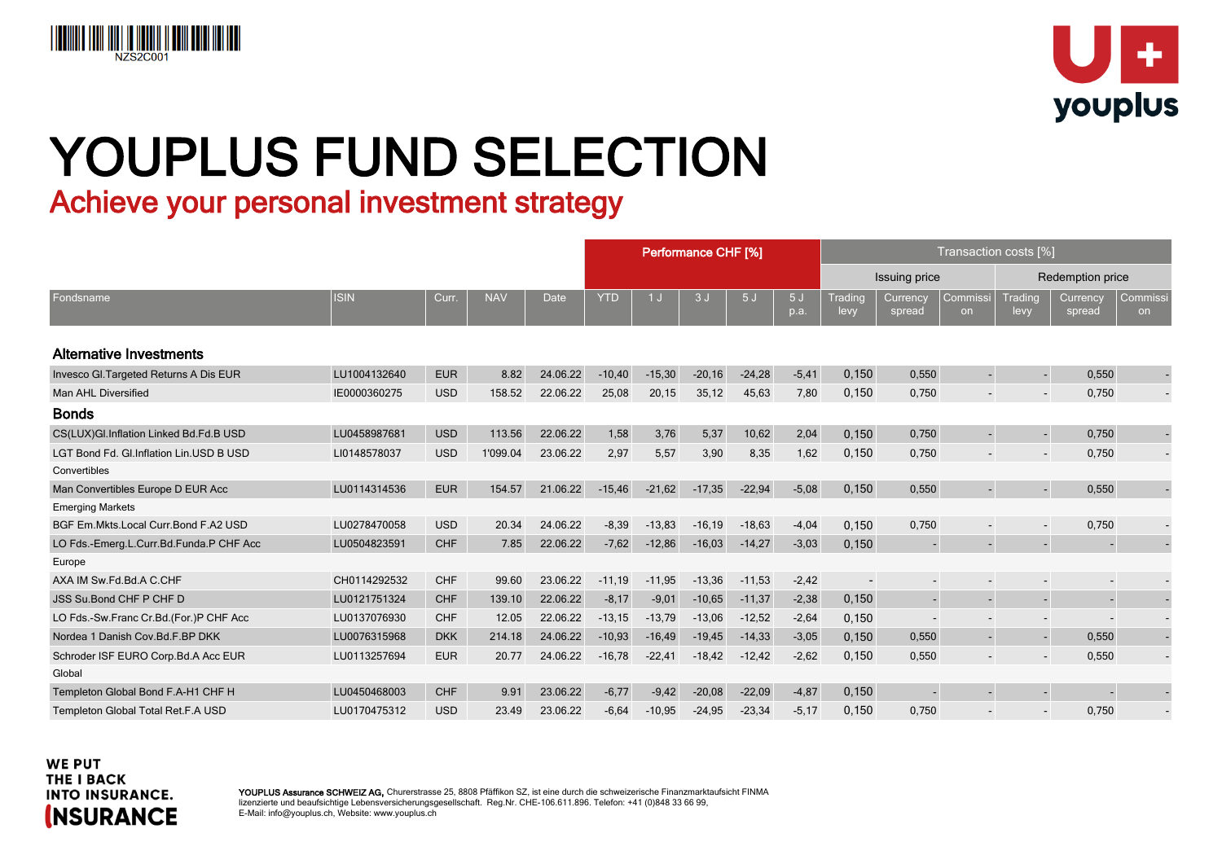# YOUPLUS FUND SELECTION

## Achieve your personal investment strategy

| Fondsname | ISIN | Curr. | NAV | Date | Performance CHF [%] | | | | | Transaction costs [%] | | | | | |
|---|---|---|---|---|---|---|---|---|---|---|---|---|---|---|---|
| | | | | | | | | | | Issuing price | | | Redemption price | | |
| | | | | | YTD | 1 J | 3 J | 5 J | 5 J p.a. | Trading levy | Currency spread | Commission | Trading levy | Currency spread | Commission |
| **Alternative Investments** | | | | | | | | | | | | | | | |
| Invesco Gl.Targeted Returns A Dis EUR | LU1004132640 | EUR | 8.82 | 24.06.22 | -10,40 | -15,30 | -20,16 | -24,28 | -5,41 | 0,150 | 0,550 | - | - | 0,550 | - |
| Man AHL Diversified | IE0000360275 | USD | 158.52 | 22.06.22 | 25,08 | 20,15 | 35,12 | 45,63 | 7,80 | 0,150 | 0,750 | - | - | 0,750 | - |
| **Bonds** | | | | | | | | | | | | | | | |
| CS(LUX)Gl.Inflation Linked Bd.Fd.B USD | LU0458987681 | USD | 113.56 | 22.06.22 | 1,58 | 3,76 | 5,37 | 10,62 | 2,04 | 0,150 | 0,750 | - | - | 0,750 | - |
| LGT Bond Fd. Gl.Inflation Lin.USD B USD | LI0148578037 | USD | 1'099.04 | 23.06.22 | 2,97 | 5,57 | 3,90 | 8,35 | 1,62 | 0,150 | 0,750 | - | - | 0,750 | - |
| Convertibles | | | | | | | | | | | | | | | |
| Man Convertibles Europe D EUR Acc | LU0114314536 | EUR | 154.57 | 21.06.22 | -15,46 | -21,62 | -17,35 | -22,94 | -5,08 | 0,150 | 0,550 | - | - | 0,550 | - |
| Emerging Markets | | | | | | | | | | | | | | | |
| BGF Em.Mkts.Local Curr.Bond F.A2 USD | LU0278470058 | USD | 20.34 | 24.06.22 | -8,39 | -13,83 | -16,19 | -18,63 | -4,04 | 0,150 | 0,750 | - | - | 0,750 | - |
| LO Fds.-Emerg.L.Curr.Bd.Funda.P CHF Acc | LU0504823591 | CHF | 7.85 | 22.06.22 | -7,62 | -12,86 | -16,03 | -14,27 | -3,03 | 0,150 | - | - | - | - | - |
| Europe | | | | | | | | | | | | | | | |
| AXA IM Sw.Fd.Bd.A C.CHF | CH0114292532 | CHF | 99.60 | 23.06.22 | -11,19 | -11,95 | -13,36 | -11,53 | -2,42 | - | - | - | - | - | - |
| JSS Su.Bond CHF P CHF D | LU0121751324 | CHF | 139.10 | 22.06.22 | -8,17 | -9,01 | -10,65 | -11,37 | -2,38 | 0,150 | - | - | - | - | - |
| LO Fds.-Sw.Franc Cr.Bd.(For.)P CHF Acc | LU0137076930 | CHF | 12.05 | 22.06.22 | -13,15 | -13,79 | -13,06 | -12,52 | -2,64 | 0,150 | - | - | - | - | - |
| Nordea 1 Danish Cov.Bd.F.BP DKK | LU0076315968 | DKK | 214.18 | 24.06.22 | -10,93 | -16,49 | -19,45 | -14,33 | -3,05 | 0,150 | 0,550 | - | - | 0,550 | - |
| Schroder ISF EURO Corp.Bd.A Acc EUR | LU0113257694 | EUR | 20.77 | 24.06.22 | -16,78 | -22,41 | -18,42 | -12,42 | -2,62 | 0,150 | 0,550 | - | - | 0,550 | - |
| Global | | | | | | | | | | | | | | | |
| Templeton Global Bond F.A-H1 CHF H | LU0450468003 | CHF | 9.91 | 23.06.22 | -6,77 | -9,42 | -20,08 | -22,09 | -4,87 | 0,150 | - | - | - | - | - |
| Templeton Global Total Ret.F.A USD | LU0170475312 | USD | 23.49 | 23.06.22 | -6,64 | -10,95 | -24,95 | -23,34 | -5,17 | 0,150 | 0,750 | - | - | 0,750 | - |

WE PUT THE I BACK INTO INSURANCE.

**YOUPLUS Assurance SCHWEIZ AG,** Churerstrasse 25, 8808 Pfäffikon SZ, ist eine durch die schweizerische Finanzmarktaufsicht FINMA lizenzierte und beaufsichtige Lebensversicherungsgesellschaft. Reg.Nr. CHE-106.611.896. Telefon: +41 (0)848 33 66 99, E-Mail: info@youplus.ch, Website: www.youplus.ch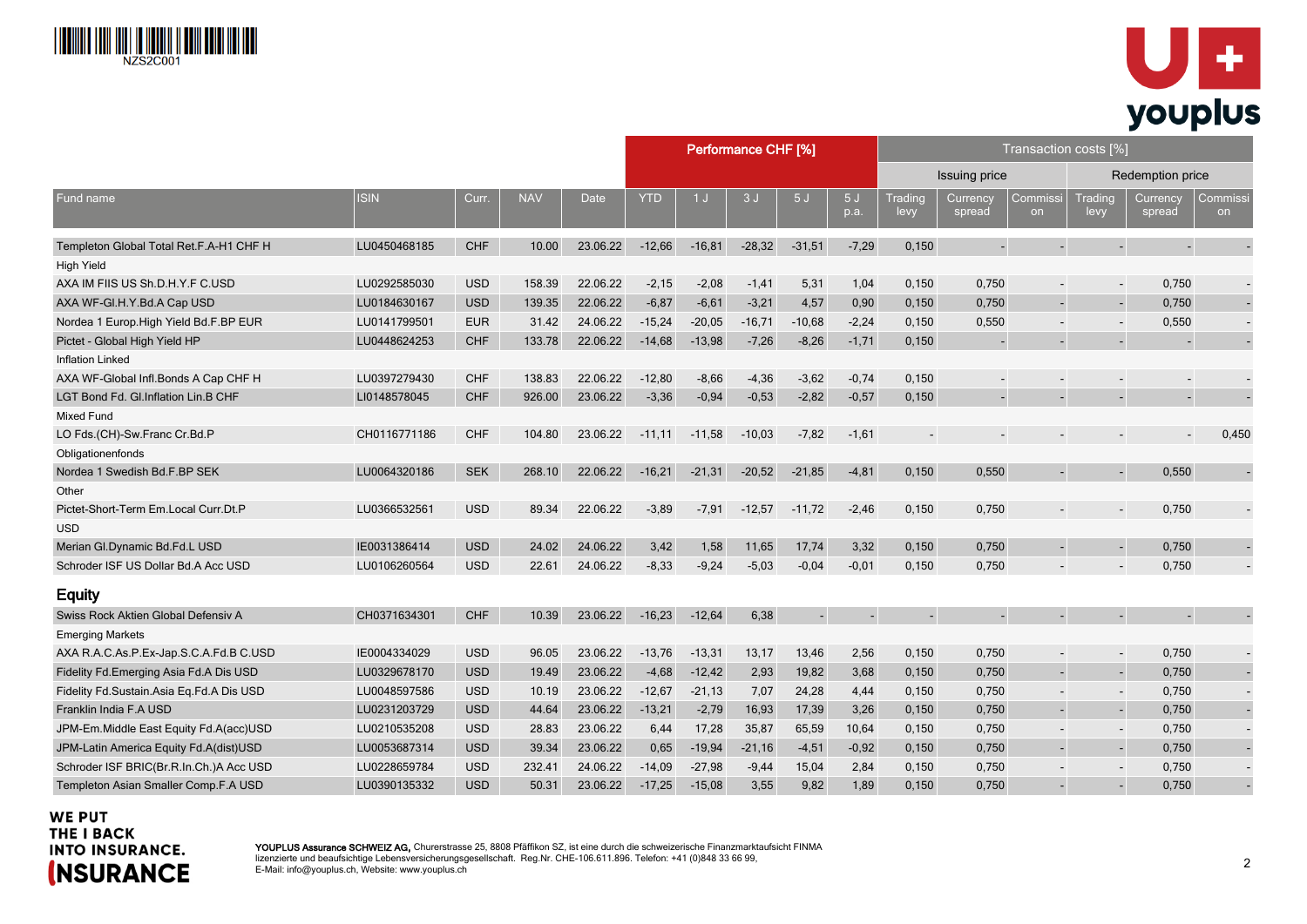| Fund name | ISIN | Curr. | NAV | Date | Performance CHF [%] | | | | | Transaction costs [%] | | | | | |
|---|---|---|---|---|---|---|---|---|---|---|---|---|---|---|---|
| | | | | | | | | | | Issuing price | | | Redemption price | | |
| | | | | | YTD | 1 J | 3 J | 5 J | 5 J p.a. | Trading levy | Currency spread | Commission | Trading levy | Currency spread | Commission |
| Templeton Global Total Ret.F.A-H1 CHF H | LU0450468185 | CHF | 10.00 | 23.06.22 | -12,66 | -16,81 | -28,32 | -31,51 | -7,29 | 0,150 | - | - | - | - | - |
| High Yield | | | | | | | | | | | | | | | |
| AXA IM FIIS US Sh.D.H.Y.F C.USD | LU0292585030 | USD | 158.39 | 22.06.22 | -2,15 | -2,08 | -1,41 | 5,31 | 1,04 | 0,150 | 0,750 | - | - | 0,750 | - |
| AXA WF-Gl.H.Y.Bd.A Cap USD | LU0184630167 | USD | 139.35 | 22.06.22 | -6,87 | -6,61 | -3,21 | 4,57 | 0,90 | 0,150 | 0,750 | - | - | 0,750 | - |
| Nordea 1 Europ.High Yield Bd.F.BP EUR | LU0141799501 | EUR | 31.42 | 24.06.22 | -15,24 | -20,05 | -16,71 | -10,68 | -2,24 | 0,150 | 0,550 | - | - | 0,550 | - |
| Pictet - Global High Yield HP | LU0448624253 | CHF | 133.78 | 22.06.22 | -14,68 | -13,98 | -7,26 | -8,26 | -1,71 | 0,150 | - | - | - | - | - |
| Inflation Linked | | | | | | | | | | | | | | | |
| AXA WF-Global Infl.Bonds A Cap CHF H | LU0397279430 | CHF | 138.83 | 22.06.22 | -12,80 | -8,66 | -4,36 | -3,62 | -0,74 | 0,150 | - | - | - | - | - |
| LGT Bond Fd. Gl.Inflation Lin.B CHF | LI0148578045 | CHF | 926.00 | 23.06.22 | -3,36 | -0,94 | -0,53 | -2,82 | -0,57 | 0,150 | - | - | - | - | - |
| Mixed Fund | | | | | | | | | | | | | | | |
| LO Fds.(CH)-Sw.Franc Cr.Bd.P | CH0116771186 | CHF | 104.80 | 23.06.22 | -11,11 | -11,58 | -10,03 | -7,82 | -1,61 | - | - | - | - | - | 0,450 |
| Obligationenfonds | | | | | | | | | | | | | | | |
| Nordea 1 Swedish Bd.F.BP SEK | LU0064320186 | SEK | 268.10 | 22.06.22 | -16,21 | -21,31 | -20,52 | -21,85 | -4,81 | 0,150 | 0,550 | - | - | 0,550 | - |
| Other | | | | | | | | | | | | | | | |
| Pictet-Short-Term Em.Local Curr.Dt.P | LU0366532561 | USD | 89.34 | 22.06.22 | -3,89 | -7,91 | -12,57 | -11,72 | -2,46 | 0,150 | 0,750 | - | - | 0,750 | - |
| USD | | | | | | | | | | | | | | | |
| Merian Gl.Dynamic Bd.Fd.L USD | IE0031386414 | USD | 24.02 | 24.06.22 | 3,42 | 1,58 | 11,65 | 17,74 | 3,32 | 0,150 | 0,750 | - | - | 0,750 | - |
| Schroder ISF US Dollar Bd.A Acc USD | LU0106260564 | USD | 22.61 | 24.06.22 | -8,33 | -9,24 | -5,03 | -0,04 | -0,01 | 0,150 | 0,750 | - | - | 0,750 | - |
| **Equity** | | | | | | | | | | | | | | | |
| Swiss Rock Aktien Global Defensiv A | CH0371634301 | CHF | 10.39 | 23.06.22 | -16,23 | -12,64 | 6,38 | - | - | - | - | - | - | - | - |
| Emerging Markets | | | | | | | | | | | | | | | |
| AXA R.A.C.As.P.Ex-Jap.S.C.A.Fd.B C.USD | IE0004334029 | USD | 96.05 | 23.06.22 | -13,76 | -13,31 | 13,17 | 13,46 | 2,56 | 0,150 | 0,750 | - | - | 0,750 | - |
| Fidelity Fd.Emerging Asia Fd.A Dis USD | LU0329678170 | USD | 19.49 | 23.06.22 | -4,68 | -12,42 | 2,93 | 19,82 | 3,68 | 0,150 | 0,750 | - | - | 0,750 | - |
| Fidelity Fd.Sustain.Asia Eq.Fd.A Dis USD | LU0048597586 | USD | 10.19 | 23.06.22 | -12,67 | -21,13 | 7,07 | 24,28 | 4,44 | 0,150 | 0,750 | - | - | 0,750 | - |
| Franklin India F.A USD | LU0231203729 | USD | 44.64 | 23.06.22 | -13,21 | -2,79 | 16,93 | 17,39 | 3,26 | 0,150 | 0,750 | - | - | 0,750 | - |
| JPM-Em.Middle East Equity Fd.A(acc)USD | LU0210535208 | USD | 28.83 | 23.06.22 | 6,44 | 17,28 | 35,87 | 65,59 | 10,64 | 0,150 | 0,750 | - | - | 0,750 | - |
| JPM-Latin America Equity Fd.A(dist)USD | LU0053687314 | USD | 39.34 | 23.06.22 | 0,65 | -19,94 | -21,16 | -4,51 | -0,92 | 0,150 | 0,750 | - | - | 0,750 | - |
| Schroder ISF BRIC(Br.R.In.Ch.)A Acc USD | LU0228659784 | USD | 232.41 | 24.06.22 | -14,09 | -27,98 | -9,44 | 15,04 | 2,84 | 0,150 | 0,750 | - | - | 0,750 | - |
| Templeton Asian Smaller Comp.F.A USD | LU0390135332 | USD | 50.31 | 23.06.22 | -17,25 | -15,08 | 3,55 | 9,82 | 1,89 | 0,150 | 0,750 | - | - | 0,750 | - |

WE PUT THE I BACK INTO INSURANCE.

**YOUPLUS Assurance SCHWEIZ AG,** Churerstrasse 25, 8808 Pfäffikon SZ, ist eine durch die schweizerische Finanzmarktaufsicht FINMA lizenzierte und beaufsichtige Lebensversicherungsgesellschaft. Reg.Nr. CHE-106.611.896. Telefon: +41 (0)848 33 66 99, E-Mail: info@youplus.ch, Website: www.youplus.ch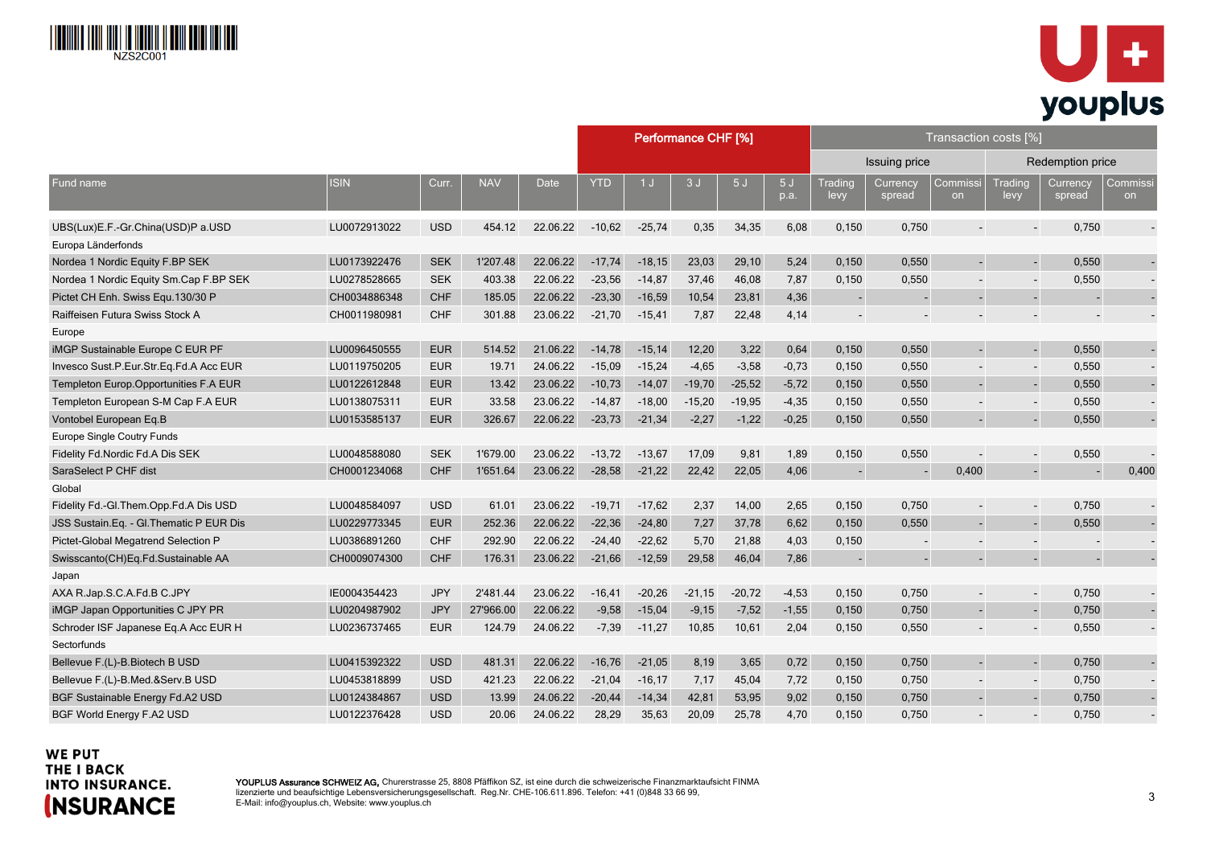| Fund name | ISIN | Curr. | NAV | Date | Performance CHF [%] | | | | | Transaction costs [%] | | | | | |
|---|---|---|---|---|---|---|---|---|---|---|---|---|---|---|---|
| | | | | | | | | | | Issuing price | | | Redemption price | | |
| | | | | | YTD | 1 J | 3 J | 5 J | 5 J p.a. | Trading levy | Currency spread | Commission | Trading levy | Currency spread | Commission |
| UBS(Lux)E.F.-Gr.China(USD)P a.USD | LU0072913022 | USD | 454.12 | 22.06.22 | -10,62 | -25,74 | 0,35 | 34,35 | 6,08 | 0,150 | 0,750 | - | - | 0,750 | - |
| Europa Länderfonds | | | | | | | | | | | | | | | |
| Nordea 1 Nordic Equity F.BP SEK | LU0173922476 | SEK | 1'207.48 | 22.06.22 | -17,74 | -18,15 | 23,03 | 29,10 | 5,24 | 0,150 | 0,550 | - | - | 0,550 | - |
| Nordea 1 Nordic Equity Sm.Cap F.BP SEK | LU0278528665 | SEK | 403.38 | 22.06.22 | -23,56 | -14,87 | 37,46 | 46,08 | 7,87 | 0,150 | 0,550 | - | - | 0,550 | - |
| Pictet CH Enh. Swiss Equ.130/30 P | CH0034886348 | CHF | 185.05 | 22.06.22 | -23,30 | -16,59 | 10,54 | 23,81 | 4,36 | - | - | - | - | - | - |
| Raiffeisen Futura Swiss Stock A | CH0011980981 | CHF | 301.88 | 23.06.22 | -21,70 | -15,41 | 7,87 | 22,48 | 4,14 | - | - | - | - | - | - |
| Europe | | | | | | | | | | | | | | | |
| iMGP Sustainable Europe C EUR PF | LU0096450555 | EUR | 514.52 | 21.06.22 | -14,78 | -15,14 | 12,20 | 3,22 | 0,64 | 0,150 | 0,550 | - | - | 0,550 | - |
| Invesco Sust.P.Eur.Str.Eq.Fd.A Acc EUR | LU0119750205 | EUR | 19.71 | 24.06.22 | -15,09 | -15,24 | -4,65 | -3,58 | -0,73 | 0,150 | 0,550 | - | - | 0,550 | - |
| Templeton Europ.Opportunities F.A EUR | LU0122612848 | EUR | 13.42 | 23.06.22 | -10,73 | -14,07 | -19,70 | -25,52 | -5,72 | 0,150 | 0,550 | - | - | 0,550 | - |
| Templeton European S-M Cap F.A EUR | LU0138075311 | EUR | 33.58 | 23.06.22 | -14,87 | -18,00 | -15,20 | -19,95 | -4,35 | 0,150 | 0,550 | - | - | 0,550 | - |
| Vontobel European Eq.B | LU0153585137 | EUR | 326.67 | 22.06.22 | -23,73 | -21,34 | -2,27 | -1,22 | -0,25 | 0,150 | 0,550 | - | - | 0,550 | - |
| Europe Single Coutry Funds | | | | | | | | | | | | | | | |
| Fidelity Fd.Nordic Fd.A Dis SEK | LU0048588080 | SEK | 1'679.00 | 23.06.22 | -13,72 | -13,67 | 17,09 | 9,81 | 1,89 | 0,150 | 0,550 | - | - | 0,550 | - |
| SaraSelect P CHF dist | CH0001234068 | CHF | 1'651.64 | 23.06.22 | -28,58 | -21,22 | 22,42 | 22,05 | 4,06 | - | - | 0,400 | - | - | 0,400 |
| Global | | | | | | | | | | | | | | | |
| Fidelity Fd.-Gl.Them.Opp.Fd.A Dis USD | LU0048584097 | USD | 61.01 | 23.06.22 | -19,71 | -17,62 | 2,37 | 14,00 | 2,65 | 0,150 | 0,750 | - | - | 0,750 | - |
| JSS Sustain.Eq. - Gl.Thematic P EUR Dis | LU0229773345 | EUR | 252.36 | 22.06.22 | -22,36 | -24,80 | 7,27 | 37,78 | 6,62 | 0,150 | 0,550 | - | - | 0,550 | - |
| Pictet-Global Megatrend Selection P | LU0386891260 | CHF | 292.90 | 22.06.22 | -24,40 | -22,62 | 5,70 | 21,88 | 4,03 | 0,150 | - | - | - | - | - |
| Swisscanto(CH)Eq.Fd.Sustainable AA | CH0009074300 | CHF | 176.31 | 23.06.22 | -21,66 | -12,59 | 29,58 | 46,04 | 7,86 | - | - | - | - | - | - |
| Japan | | | | | | | | | | | | | | | |
| AXA R.Jap.S.C.A.Fd.B C.JPY | IE0004354423 | JPY | 2'481.44 | 23.06.22 | -16,41 | -20,26 | -21,15 | -20,72 | -4,53 | 0,150 | 0,750 | - | - | 0,750 | - |
| iMGP Japan Opportunities C JPY PR | LU0204987902 | JPY | 27'966.00 | 22.06.22 | -9,58 | -15,04 | -9,15 | -7,52 | -1,55 | 0,150 | 0,750 | - | - | 0,750 | - |
| Schroder ISF Japanese Eq.A Acc EUR H | LU0236737465 | EUR | 124.79 | 24.06.22 | -7,39 | -11,27 | 10,85 | 10,61 | 2,04 | 0,150 | 0,550 | - | - | 0,550 | - |
| Sectorfunds | | | | | | | | | | | | | | | |
| Bellevue F.(L)-B.Biotech B USD | LU0415392322 | USD | 481.31 | 22.06.22 | -16,76 | -21,05 | 8,19 | 3,65 | 0,72 | 0,150 | 0,750 | - | - | 0,750 | - |
| Bellevue F.(L)-B.Med.&Serv.B USD | LU0453818899 | USD | 421.23 | 22.06.22 | -21,04 | -16,17 | 7,17 | 45,04 | 7,72 | 0,150 | 0,750 | - | - | 0,750 | - |
| BGF Sustainable Energy Fd.A2 USD | LU0124384867 | USD | 13.99 | 24.06.22 | -20,44 | -14,34 | 42,81 | 53,95 | 9,02 | 0,150 | 0,750 | - | - | 0,750 | - |
| BGF World Energy F.A2 USD | LU0122376428 | USD | 20.06 | 24.06.22 | 28,29 | 35,63 | 20,09 | 25,78 | 4,70 | 0,150 | 0,750 | - | - | 0,750 | - |

WE PUT THE I BACK INTO INSURANCE.

**YOUPLUS Assurance SCHWEIZ AG,** Churerstrasse 25, 8808 Pfäffikon SZ, ist eine durch die schweizerische Finanzmarktaufsicht FINMA lizenzierte und beaufsichtige Lebensversicherungsgesellschaft. Reg.Nr. CHE-106.611.896. Telefon: +41 (0)848 33 66 99, E-Mail: info@youplus.ch, Website: www.youplus.ch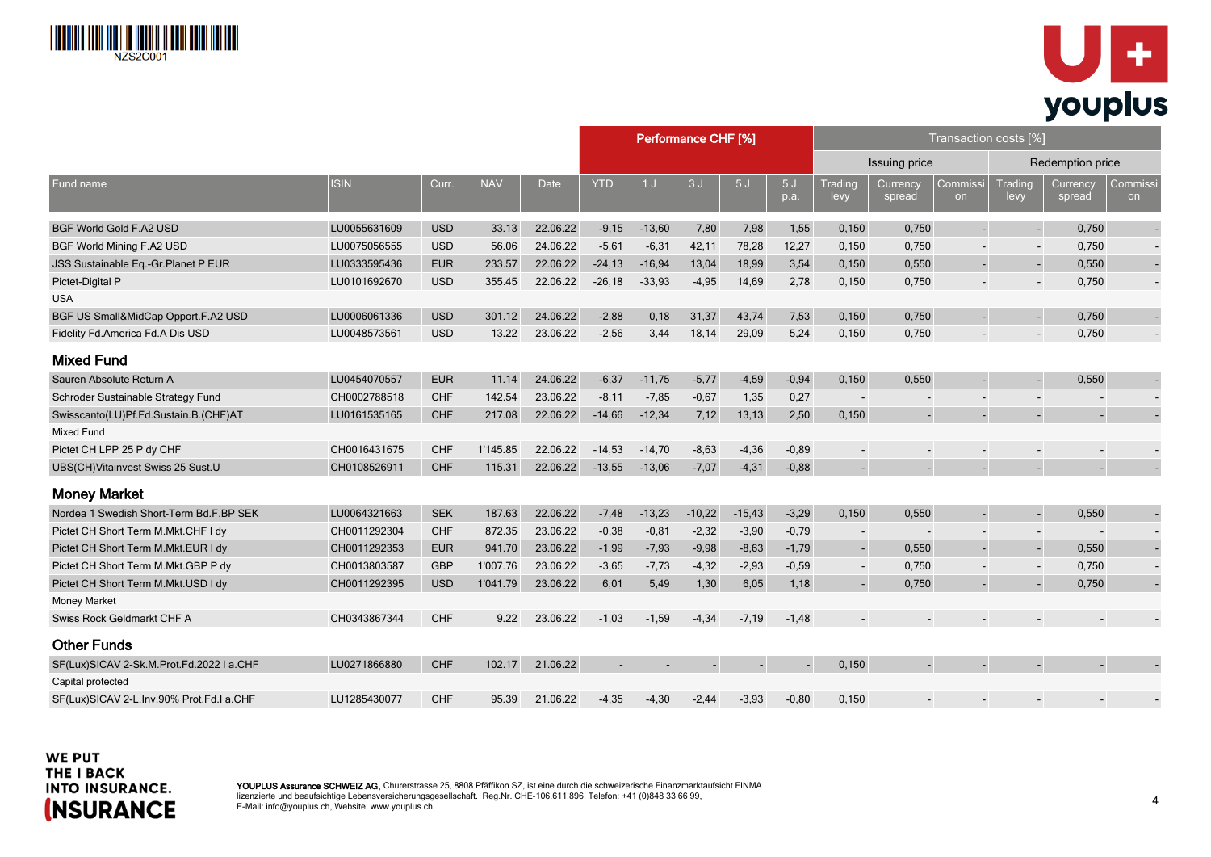| Fund name | ISIN | Curr. | NAV | Date | Performance CHF [%] | | | | | Transaction costs [%] | | | | | |
|---|---|---|---|---|---|---|---|---|---|---|---|---|---|---|---|
| | | | | | | | | | | Issuing price | | | Redemption price | | |
| | | | | | YTD | 1 J | 3 J | 5 J | 5 J p.a. | Trading levy | Currency spread | Commission | Trading levy | Currency spread | Commission |
| BGF World Gold F.A2 USD | LU0055631609 | USD | 33.13 | 22.06.22 | -9,15 | -13,60 | 7,80 | 7,98 | 1,55 | 0,150 | 0,750 | - | - | 0,750 | - |
| BGF World Mining F.A2 USD | LU0075056555 | USD | 56.06 | 24.06.22 | -5,61 | -6,31 | 42,11 | 78,28 | 12,27 | 0,150 | 0,750 | - | - | 0,750 | - |
| JSS Sustainable Eq.-Gr.Planet P EUR | LU0333595436 | EUR | 233.57 | 22.06.22 | -24,13 | -16,94 | 13,04 | 18,99 | 3,54 | 0,150 | 0,550 | - | - | 0,550 | - |
| Pictet-Digital P | LU0101692670 | USD | 355.45 | 22.06.22 | -26,18 | -33,93 | -4,95 | 14,69 | 2,78 | 0,150 | 0,750 | - | - | 0,750 | - |
| USA | | | | | | | | | | | | | | | |
| BGF US Small&MidCap Opport.F.A2 USD | LU0006061336 | USD | 301.12 | 24.06.22 | -2,88 | 0,18 | 31,37 | 43,74 | 7,53 | 0,150 | 0,750 | - | - | 0,750 | - |
| Fidelity Fd.America Fd.A Dis USD | LU0048573561 | USD | 13.22 | 23.06.22 | -2,56 | 3,44 | 18,14 | 29,09 | 5,24 | 0,150 | 0,750 | - | - | 0,750 | - |
| **Mixed Fund** | | | | | | | | | | | | | | | |
| Sauren Absolute Return A | LU0454070557 | EUR | 11.14 | 24.06.22 | -6,37 | -11,75 | -5,77 | -4,59 | -0,94 | 0,150 | 0,550 | - | - | 0,550 | - |
| Schroder Sustainable Strategy Fund | CH0002788518 | CHF | 142.54 | 23.06.22 | -8,11 | -7,85 | -0,67 | 1,35 | 0,27 | - | - | - | - | - | - |
| Swisscanto(LU)Pf.Fd.Sustain.B.(CHF)AT | LU0161535165 | CHF | 217.08 | 22.06.22 | -14,66 | -12,34 | 7,12 | 13,13 | 2,50 | 0,150 | - | - | - | - | - |
| Mixed Fund | | | | | | | | | | | | | | | |
| Pictet CH LPP 25 P dy CHF | CH0016431675 | CHF | 1'145.85 | 22.06.22 | -14,53 | -14,70 | -8,63 | -4,36 | -0,89 | - | - | - | - | - | - |
| UBS(CH)Vitainvest Swiss 25 Sust.U | CH0108526911 | CHF | 115.31 | 22.06.22 | -13,55 | -13,06 | -7,07 | -4,31 | -0,88 | - | - | - | - | - | - |
| **Money Market** | | | | | | | | | | | | | | | |
| Nordea 1 Swedish Short-Term Bd.F.BP SEK | LU0064321663 | SEK | 187.63 | 22.06.22 | -7,48 | -13,23 | -10,22 | -15,43 | -3,29 | 0,150 | 0,550 | - | - | 0,550 | - |
| Pictet CH Short Term M.Mkt.CHF I dy | CH0011292304 | CHF | 872.35 | 23.06.22 | -0,38 | -0,81 | -2,32 | -3,90 | -0,79 | - | - | - | - | - | - |
| Pictet CH Short Term M.Mkt.EUR I dy | CH0011292353 | EUR | 941.70 | 23.06.22 | -1,99 | -7,93 | -9,98 | -8,63 | -1,79 | - | 0,550 | - | - | 0,550 | - |
| Pictet CH Short Term M.Mkt.GBP P dy | CH0013803587 | GBP | 1'007.76 | 23.06.22 | -3,65 | -7,73 | -4,32 | -2,93 | -0,59 | - | 0,750 | - | - | 0,750 | - |
| Pictet CH Short Term M.Mkt.USD I dy | CH0011292395 | USD | 1'041.79 | 23.06.22 | 6,01 | 5,49 | 1,30 | 6,05 | 1,18 | - | 0,750 | - | - | 0,750 | - |
| Money Market | | | | | | | | | | | | | | | |
| Swiss Rock Geldmarkt CHF A | CH0343867344 | CHF | 9.22 | 23.06.22 | -1,03 | -1,59 | -4,34 | -7,19 | -1,48 | - | - | - | - | - | - |
| **Other Funds** | | | | | | | | | | | | | | | |
| SF(Lux)SICAV 2-Sk.M.Prot.Fd.2022 I a.CHF | LU0271866880 | CHF | 102.17 | 21.06.22 | - | - | - | - | - | 0,150 | - | - | - | - | - |
| Capital protected | | | | | | | | | | | | | | | |
| SF(Lux)SICAV 2-L.Inv.90% Prot.Fd.I a.CHF | LU1285430077 | CHF | 95.39 | 21.06.22 | -4,35 | -4,30 | -2,44 | -3,93 | -0,80 | 0,150 | - | - | - | - | - |

WE PUT THE I BACK INTO INSURANCE. INSURANCE

**YOUPLUS Assurance SCHWEIZ AG,** Churerstrasse 25, 8808 Pfäffikon SZ, ist eine durch die schweizerische Finanzmarktaufsicht FINMA lizenzierte und beaufsichtige Lebensversicherungsgesellschaft. Reg.Nr. CHE-106.611.896. Telefon: +41 (0)848 33 66 99, E-Mail: info@youplus.ch, Website: www.youplus.ch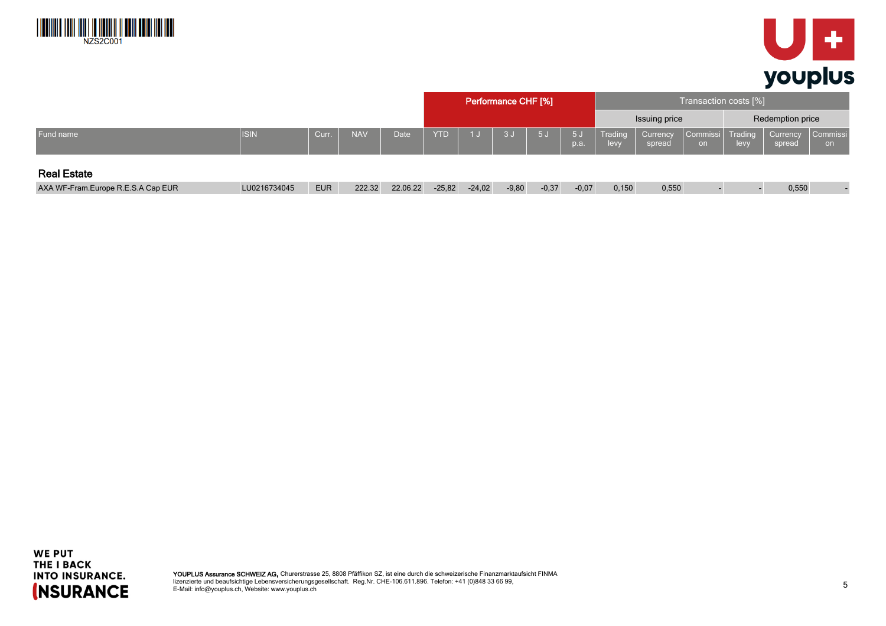| Fund name | ISIN | Curr. | NAV | Date | Performance CHF [%] | | | | | Transaction costs [%] | | | | | |
|---|---|---|---|---|---|---|---|---|---|---|---|---|---|---|---|
| | | | | | | | | | | Issuing price | | | Redemption price | | |
| | | | | | YTD | 1 J | 3 J | 5 J | 5 J p.a. | Trading levy | Currency spread | Commission | Trading levy | Currency spread | Commission |
| **Real Estate** | | | | | | | | | | | | | | | |
| AXA WF-Fram.Europe R.E.S.A Cap EUR | LU0216734045 | EUR | 222.32 | 22.06.22 | -25,82 | -24,02 | -9,80 | -0,37 | -0,07 | 0,150 | 0,550 | - | - | 0,550 | - |

**YOUPLUS Assurance SCHWEIZ AG,** Churerstrasse 25, 8808 Pfäffikon SZ, ist eine durch die schweizerische Finanzmarktaufsicht FINMA lizenzierte und beaufsichtige Lebensversicherungsgesellschaft. Reg.Nr. CHE-106.611.896. Telefon: +41 (0)848 33 66 99, E-Mail: info@youplus.ch, Website: www.youplus.ch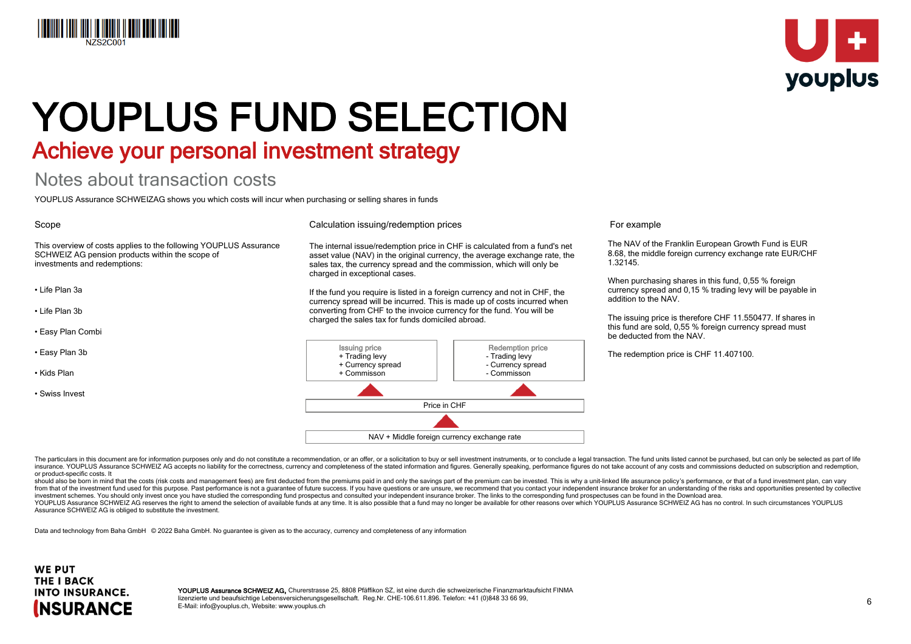# YOUPLUS FUND SELECTION

## Achieve your personal investment strategy

### Notes about transaction costs

YOUPLUS Assurance SCHWEIZAG shows you which costs will incur when purchasing or selling shares in funds

#### Scope

This overview of costs applies to the following YOUPLUS Assurance SCHWEIZ AG pension products within the scope of investments and redemptions:

- Life Plan 3a
- Life Plan 3b
- Easy Plan Combi
- Easy Plan 3b
- Kids Plan
- Swiss Invest

#### Calculation issuing/redemption prices

The internal issue/redemption price in CHF is calculated from a fund's net asset value (NAV) in the original currency, the average exchange rate, the sales tax, the currency spread and the commission, which will only be charged in exceptional cases.

If the fund you require is listed in a foreign currency and not in CHF, the currency spread will be incurred. This is made up of costs incurred when converting from CHF to the invoice currency for the fund. You will be charged the sales tax for funds domiciled abroad.

Issuing price
+ Trading levy
+ Currency spread
+ Commisson

Redemption price
- Trading levy
- Currency spread
- Commisson

Price in CHF

NAV + Middle foreign currency exchange rate

#### For example

The NAV of the Franklin European Growth Fund is EUR 8.68, the middle foreign currency exchange rate EUR/CHF 1.32145.

When purchasing shares in this fund, 0,55 % foreign currency spread and 0,15 % trading levy will be payable in addition to the NAV.

The issuing price is therefore CHF 11.550477. If shares in this fund are sold, 0,55 % foreign currency spread must be deducted from the NAV.

The redemption price is CHF 11.407100.

The particulars in this document are for information purposes only and do not constitute a recommendation, or an offer, or a solicitation to buy or sell investment instruments, or to conclude a legal transaction. The fund units listed cannot be purchased, but can only be selected as part of life insurance. YOUPLUS Assurance SCHWEIZ AG accepts no liability for the correctness, currency and completeness of the stated information and figures. Generally speaking, performance figures do not take account of any costs and commissions deducted on subscription and redemption, or product-specific costs. It
should also be born in mind that the costs (risk costs and management fees) are first deducted from the premiums paid in and only the savings part of the premium can be invested. This is why a unit-linked life assurance policy's performance, or that of a fund investment plan, can vary from that of the investment fund used for this purpose. Past performance is not a guarantee of future success. If you have questions or are unsure, we recommend that you contact your independent insurance broker for an understanding of the risks and opportunities presented by collective investment schemes. You should only invest once you have studied the corresponding fund prospectus and consulted your independent insurance broker. The links to the corresponding fund prospectuses can be found in the Download area.
YOUPLUS Assurance SCHWEIZ AG reserves the right to amend the selection of available funds at any time. It is also possible that a fund may no longer be available for other reasons over which YOUPLUS Assurance SCHWEIZ AG has no control. In such circumstances YOUPLUS Assurance SCHWEIZ AG is obliged to substitute the investment.

Data and technology from Baha GmbH © 2022 Baha GmbH. No guarantee is given as to the accuracy, currency and completeness of any information

WE PUT THE I BACK INTO INSURANCE. INSURANCE

**YOUPLUS Assurance SCHWEIZ AG,** Churerstrasse 25, 8808 Pfäffikon SZ, ist eine durch die schweizerische Finanzmarktaufsicht FINMA lizenzierte und beaufsichtige Lebensversicherungsgesellschaft. Reg.Nr. CHE-106.611.896. Telefon: +41 (0)848 33 66 99, E-Mail: info@youplus.ch, Website: www.youplus.ch